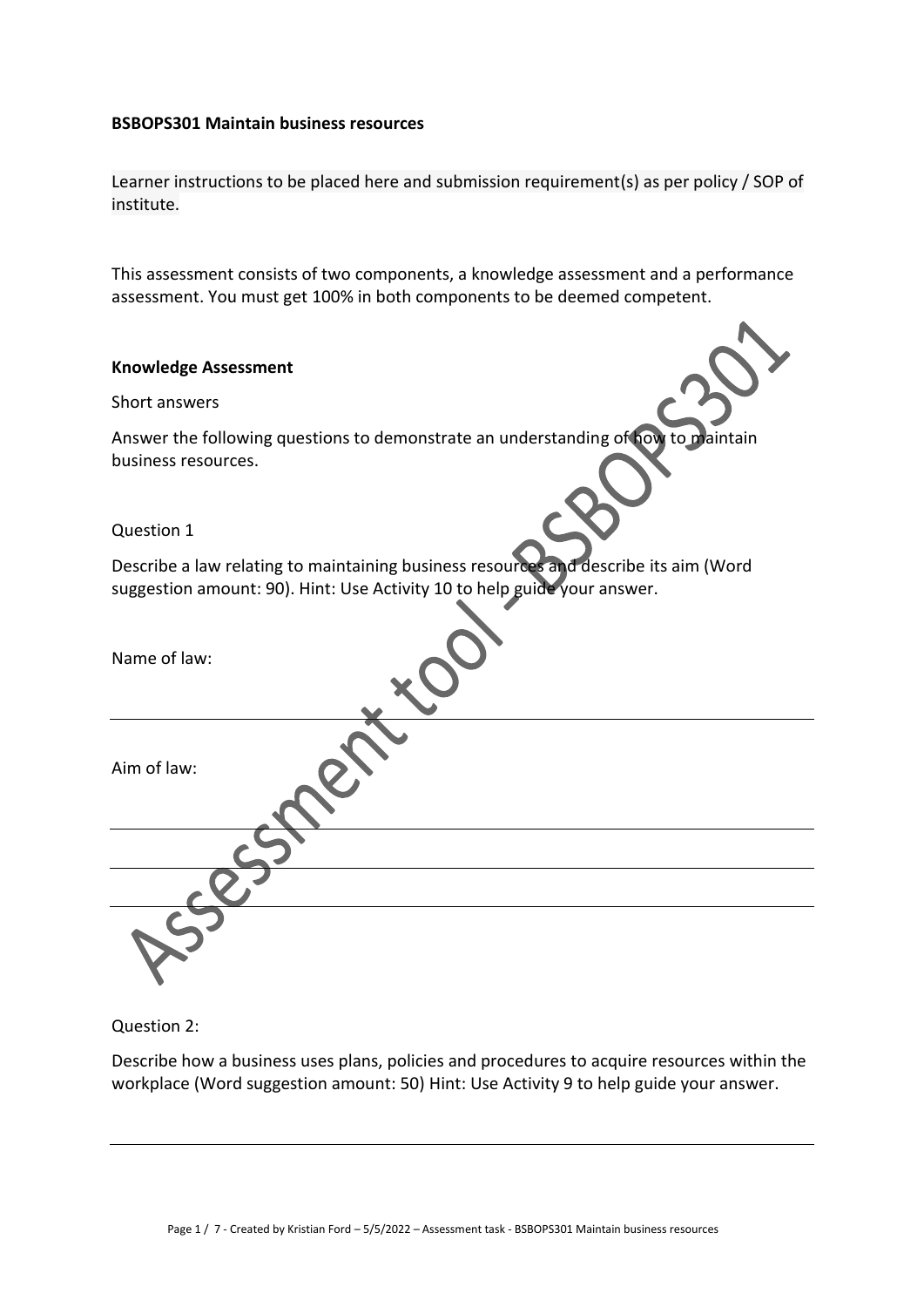**BSBOPS301 Maintain business resources**

Learner instructions to be placed here and submission requirement(s) as per policy / SOP of institute.

This assessment consists of two components, a knowledge assessment and a performance assessment. You must get 100% in both components to be deemed competent.

**Knowledge Assessment**

Short answers

Answer the following questions to demonstrate an understanding of how to maintain business resources.

Question 1

Describe a law relating to maintaining business resources and describe its aim (Word suggestion amount: 90). Hint: Use Activity 10 to help guide your answer.

Name of law:

---

Aim of law:

---

---

---

Question 2:

Describe how a business uses plans, policies and procedures to acquire resources within the workplace (Word suggestion amount: 50) Hint: Use Activity 9 to help guide your answer.

---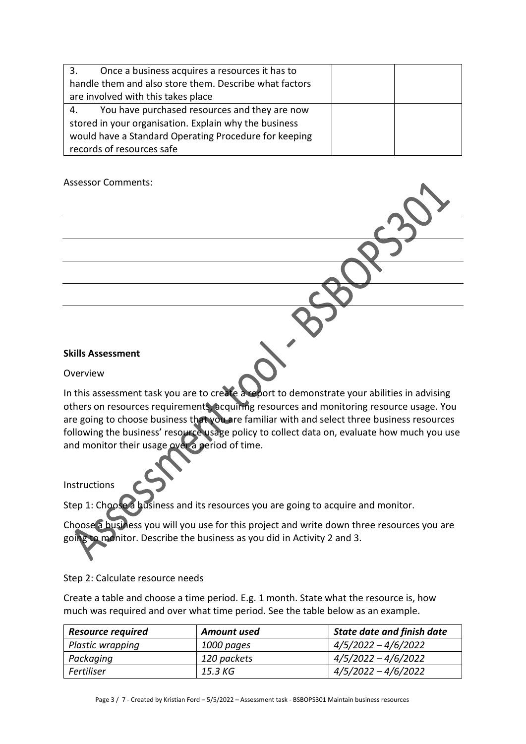| | | |
|---|---|---|
| 3. Once a business acquires a resources it has to handle them and also store them. Describe what factors are involved with this takes place | | |
| 4. You have purchased resources and they are now stored in your organisation. Explain why the business would have a Standard Operating Procedure for keeping records of resources safe | | |

Assessor Comments:

**Skills Assessment**

Overview

In this assessment task you are to create a report to demonstrate your abilities in advising others on resources requirements, acquiring resources and monitoring resource usage. You are going to choose business that you are familiar with and select three business resources following the business' resource usage policy to collect data on, evaluate how much you use and monitor their usage over a period of time.

Instructions

Step 1: Choose a business and its resources you are going to acquire and monitor.

Choose a business you will you use for this project and write down three resources you are going to monitor. Describe the business as you did in Activity 2 and 3.

Step 2: Calculate resource needs

Create a table and choose a time period. E.g. 1 month. State what the resource is, how much was required and over what time period. See the table below as an example.

| *Resource required* | *Amount used* | *State date and finish date* |
|---|---|---|
| *Plastic wrapping* | *1000 pages* | *4/5/2022 – 4/6/2022* |
| *Packaging* | *120 packets* | *4/5/2022 – 4/6/2022* |
| *Fertiliser* | *15.3 KG* | *4/5/2022 – 4/6/2022* |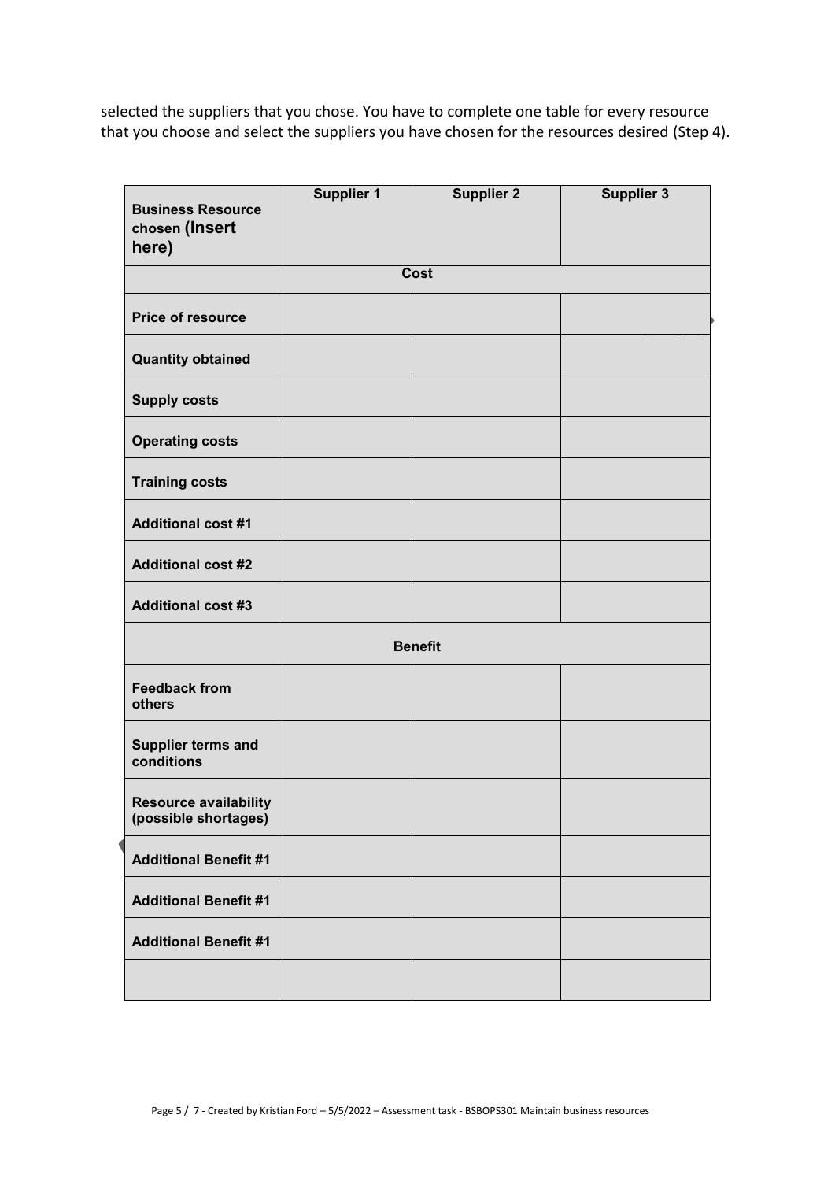selected the suppliers that you chose. You have to complete one table for every resource that you choose and select the suppliers you have chosen for the resources desired (Step 4).

| **Business Resource chosen (Insert here)** | **Supplier 1** | **Supplier 2** | **Supplier 3** |
|---|---|---|---|
| | | **Cost** | |
| **Price of resource** | | | |
| **Quantity obtained** | | | |
| **Supply costs** | | | |
| **Operating costs** | | | |
| **Training costs** | | | |
| **Additional cost #1** | | | |
| **Additional cost #2** | | | |
| **Additional cost #3** | | | |
| | | **Benefit** | |
| **Feedback from others** | | | |
| **Supplier terms and conditions** | | | |
| **Resource availability (possible shortages)** | | | |
| **Additional Benefit #1** | | | |
| **Additional Benefit #1** | | | |
| **Additional Benefit #1** | | | |
| | | | |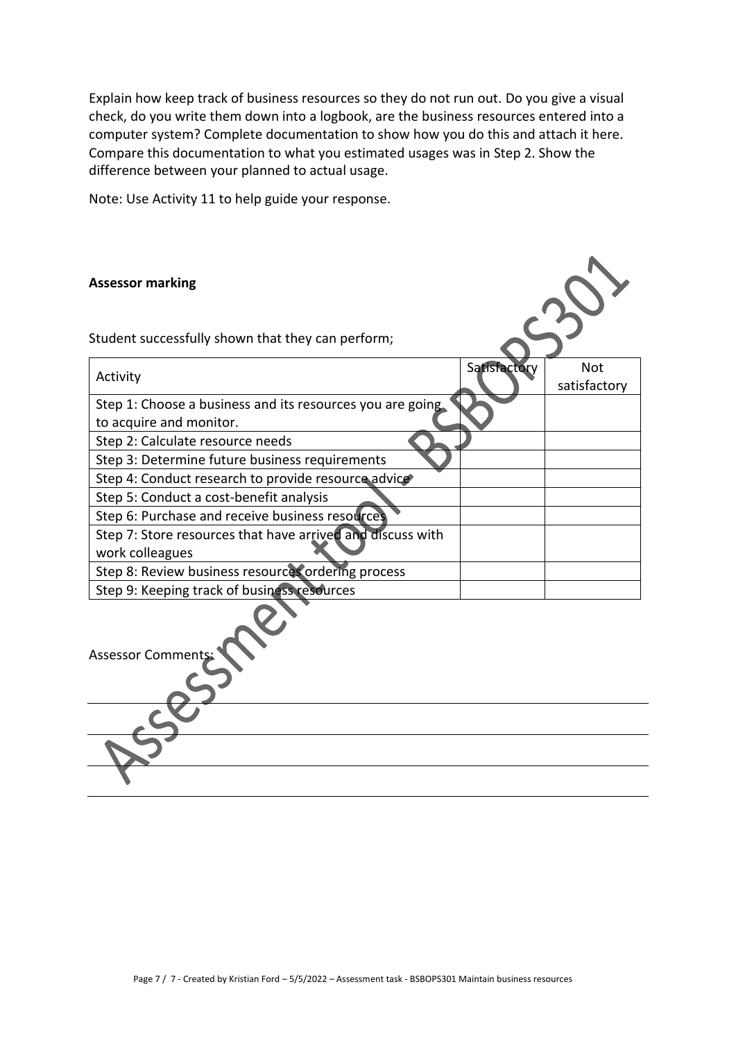Explain how keep track of business resources so they do not run out. Do you give a visual check, do you write them down into a logbook, are the business resources entered into a computer system? Complete documentation to show how you do this and attach it here. Compare this documentation to what you estimated usages was in Step 2. Show the difference between your planned to actual usage.

Note: Use Activity 11 to help guide your response.

**Assessor marking**

Student successfully shown that they can perform;

| Activity | Satisfactory | Not satisfactory |
|---|---|---|
| Step 1: Choose a business and its resources you are going to acquire and monitor. | | |
| Step 2: Calculate resource needs | | |
| Step 3: Determine future business requirements | | |
| Step 4: Conduct research to provide resource advice | | |
| Step 5: Conduct a cost-benefit analysis | | |
| Step 6: Purchase and receive business resources | | |
| Step 7: Store resources that have arrived and discuss with work colleagues | | |
| Step 8: Review business resources ordering process | | |
| Step 9: Keeping track of business resources | | |

Assessor Comments:

\_\_\_\_\_\_\_\_\_\_\_\_\_\_\_\_\_\_\_\_\_\_\_\_\_\_\_\_\_\_\_\_\_\_\_\_\_\_\_\_\_\_\_\_\_\_\_\_\_\_\_\_\_\_\_\_\_\_\_\_\_\_\_\_\_\_\_\_\_\_\_\_\_\_\_\_\_\_

\_\_\_\_\_\_\_\_\_\_\_\_\_\_\_\_\_\_\_\_\_\_\_\_\_\_\_\_\_\_\_\_\_\_\_\_\_\_\_\_\_\_\_\_\_\_\_\_\_\_\_\_\_\_\_\_\_\_\_\_\_\_\_\_\_\_\_\_\_\_\_\_\_\_\_\_\_\_

\_\_\_\_\_\_\_\_\_\_\_\_\_\_\_\_\_\_\_\_\_\_\_\_\_\_\_\_\_\_\_\_\_\_\_\_\_\_\_\_\_\_\_\_\_\_\_\_\_\_\_\_\_\_\_\_\_\_\_\_\_\_\_\_\_\_\_\_\_\_\_\_\_\_\_\_\_\_

\_\_\_\_\_\_\_\_\_\_\_\_\_\_\_\_\_\_\_\_\_\_\_\_\_\_\_\_\_\_\_\_\_\_\_\_\_\_\_\_\_\_\_\_\_\_\_\_\_\_\_\_\_\_\_\_\_\_\_\_\_\_\_\_\_\_\_\_\_\_\_\_\_\_\_\_\_\_